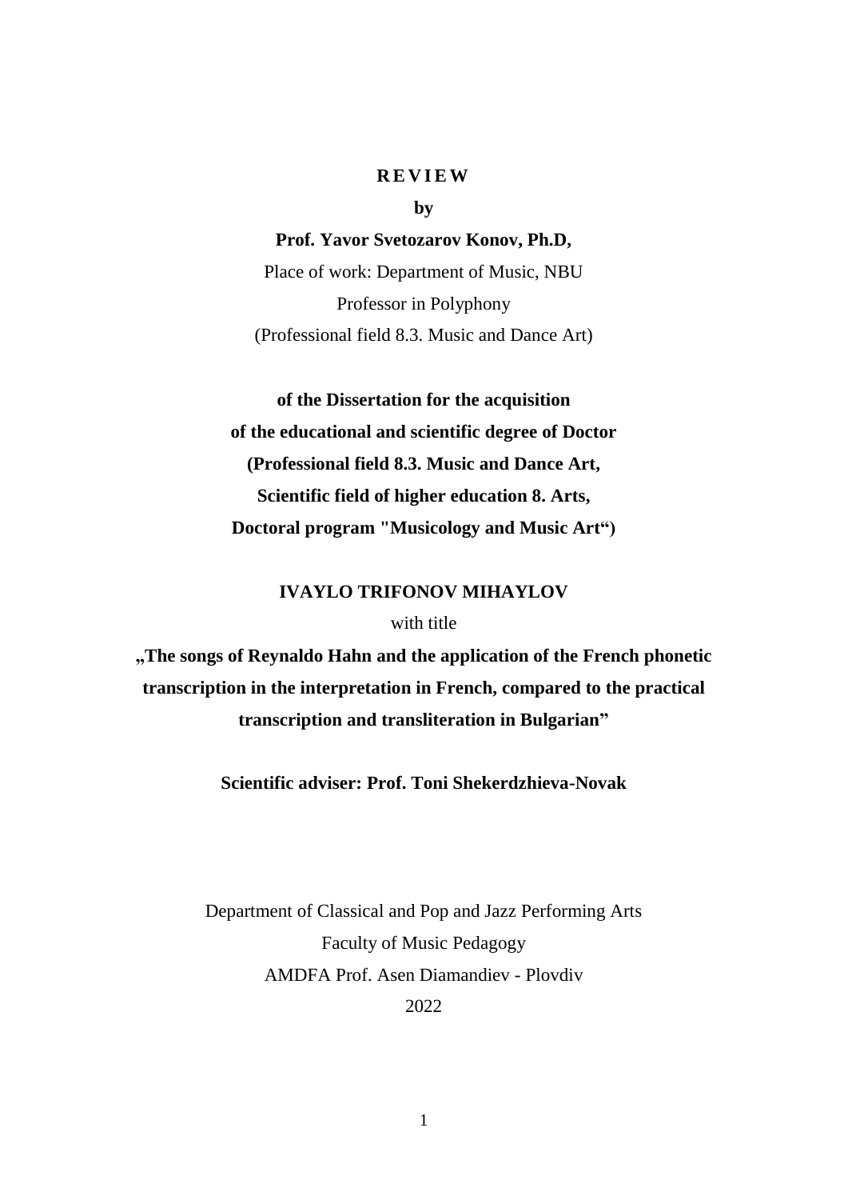**R E V I E W**

**by**

**Prof. Yavor Svetozarov Konov, Ph.D,**

Place of work: Department of Music, NBU

Professor in Polyphony

(Professional field 8.3. Music and Dance Art)

**of the Dissertation for the acquisition**
**of the educational and scientific degree of Doctor**
**(Professional field 8.3. Music and Dance Art,**
**Scientific field of higher education 8. Arts,**
**Doctoral program "Musicology and Music Art")**

**IVAYLO TRIFONOV MIHAYLOV**

with title

**„The songs of Reynaldo Hahn and the application of the French phonetic transcription in the interpretation in French, compared to the practical transcription and transliteration in Bulgarian"**

**Scientific adviser: Prof. Toni Shekerdzhieva-Novak**

Department of Classical and Pop and Jazz Performing Arts

Faculty of Music Pedagogy

AMDFA Prof. Asen Diamandiev - Plovdiv

2022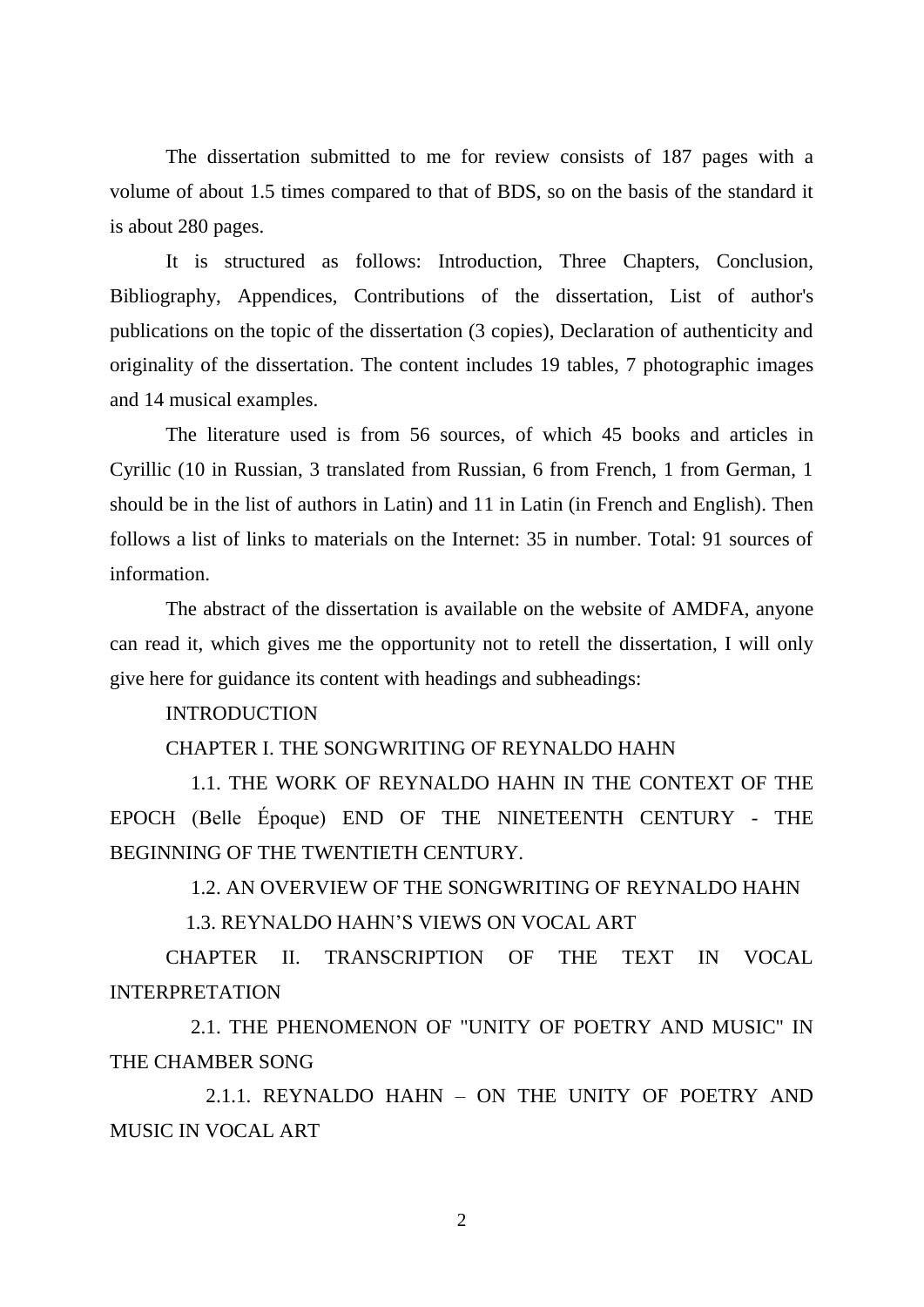The dissertation submitted to me for review consists of 187 pages with a volume of about 1.5 times compared to that of BDS, so on the basis of the standard it is about 280 pages.

It is structured as follows: Introduction, Three Chapters, Conclusion, Bibliography, Appendices, Contributions of the dissertation, List of author's publications on the topic of the dissertation (3 copies), Declaration of authenticity and originality of the dissertation. The content includes 19 tables, 7 photographic images and 14 musical examples.

The literature used is from 56 sources, of which 45 books and articles in Cyrillic (10 in Russian, 3 translated from Russian, 6 from French, 1 from German, 1 should be in the list of authors in Latin) and 11 in Latin (in French and English). Then follows a list of links to materials on the Internet: 35 in number. Total: 91 sources of information.

The abstract of the dissertation is available on the website of AMDFA, anyone can read it, which gives me the opportunity not to retell the dissertation, I will only give here for guidance its content with headings and subheadings:

INTRODUCTION

CHAPTER I. THE SONGWRITING OF REYNALDO HAHN

1.1. THE WORK OF REYNALDO HAHN IN THE CONTEXT OF THE EPOCH (Belle Époque) END OF THE NINETEENTH CENTURY - THE BEGINNING OF THE TWENTIETH CENTURY.

1.2. AN OVERVIEW OF THE SONGWRITING OF REYNALDO HAHN

1.3. REYNALDO HAHN'S VIEWS ON VOCAL ART

CHAPTER II. TRANSCRIPTION OF THE TEXT IN VOCAL INTERPRETATION

2.1. THE PHENOMENON OF "UNITY OF POETRY AND MUSIC" IN THE CHAMBER SONG

2.1.1. REYNALDO HAHN – ON THE UNITY OF POETRY AND MUSIC IN VOCAL ART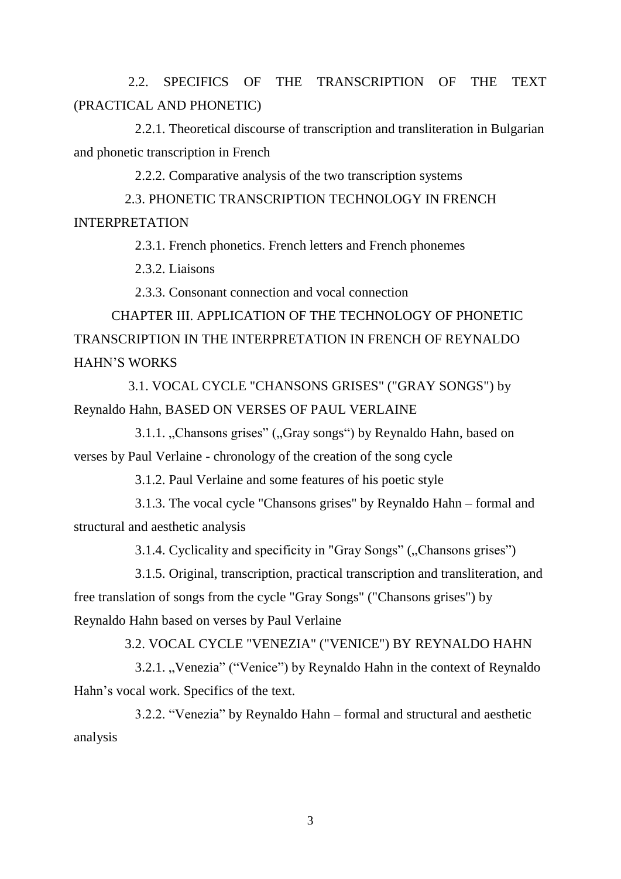2.2. SPECIFICS OF THE TRANSCRIPTION OF THE TEXT (PRACTICAL AND PHONETIC)

2.2.1. Theoretical discourse of transcription and transliteration in Bulgarian and phonetic transcription in French

2.2.2. Comparative analysis of the two transcription systems

2.3. PHONETIC TRANSCRIPTION TECHNOLOGY IN FRENCH INTERPRETATION

2.3.1. French phonetics. French letters and French phonemes

2.3.2. Liaisons

2.3.3. Consonant connection and vocal connection

CHAPTER III. APPLICATION OF THE TECHNOLOGY OF PHONETIC TRANSCRIPTION IN THE INTERPRETATION IN FRENCH OF REYNALDO HAHN'S WORKS

3.1. VOCAL CYCLE "CHANSONS GRISES" ("GRAY SONGS") by Reynaldo Hahn, BASED ON VERSES OF PAUL VERLAINE

3.1.1. „Chansons grises" („Gray songs") by Reynaldo Hahn, based on verses by Paul Verlaine - chronology of the creation of the song cycle

3.1.2. Paul Verlaine and some features of his poetic style

3.1.3. The vocal cycle "Chansons grises" by Reynaldo Hahn – formal and structural and aesthetic analysis

3.1.4. Cyclicality and specificity in "Gray Songs" („Chansons grises")

3.1.5. Original, transcription, practical transcription and transliteration, and free translation of songs from the cycle "Gray Songs" ("Chansons grises") by Reynaldo Hahn based on verses by Paul Verlaine

3.2. VOCAL CYCLE "VENEZIA" ("VENICE") BY REYNALDO HAHN

3.2.1. „Venezia" ("Venice") by Reynaldo Hahn in the context of Reynaldo Hahn's vocal work. Specifics of the text.

3.2.2. "Venezia" by Reynaldo Hahn – formal and structural and aesthetic analysis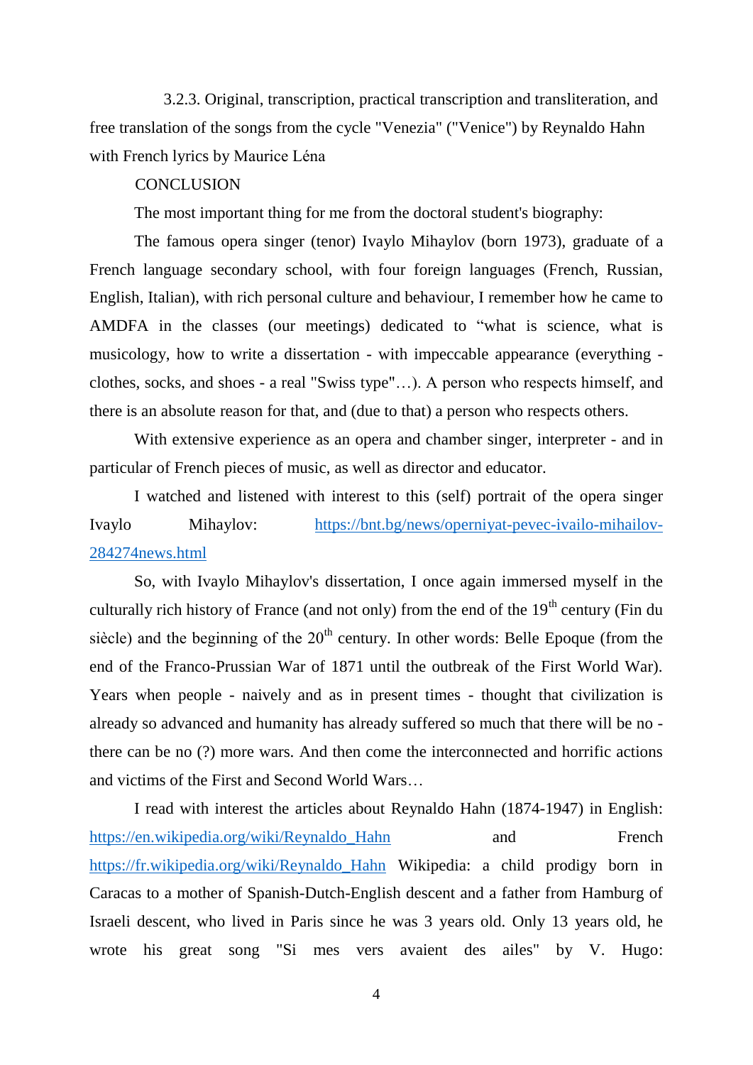3.2.3. Original, transcription, practical transcription and transliteration, and free translation of the songs from the cycle "Venezia" ("Venice") by Reynaldo Hahn with French lyrics by Maurice Léna

CONCLUSION

The most important thing for me from the doctoral student's biography:

The famous opera singer (tenor) Ivaylo Mihaylov (born 1973), graduate of a French language secondary school, with four foreign languages (French, Russian, English, Italian), with rich personal culture and behaviour, I remember how he came to AMDFA in the classes (our meetings) dedicated to "what is science, what is musicology, how to write a dissertation - with impeccable appearance (everything - clothes, socks, and shoes - a real "Swiss type"…). A person who respects himself, and there is an absolute reason for that, and (due to that) a person who respects others.

With extensive experience as an opera and chamber singer, interpreter - and in particular of French pieces of music, as well as director and educator.

I watched and listened with interest to this (self) portrait of the opera singer Ivaylo Mihaylov: https://bnt.bg/news/operniyat-pevec-ivailo-mihailov-284274news.html

So, with Ivaylo Mihaylov's dissertation, I once again immersed myself in the culturally rich history of France (and not only) from the end of the 19th century (Fin du siècle) and the beginning of the 20th century. In other words: Belle Epoque (from the end of the Franco-Prussian War of 1871 until the outbreak of the First World War). Years when people - naively and as in present times - thought that civilization is already so advanced and humanity has already suffered so much that there will be no - there can be no (?) more wars. And then come the interconnected and horrific actions and victims of the First and Second World Wars…

I read with interest the articles about Reynaldo Hahn (1874-1947) in English: https://en.wikipedia.org/wiki/Reynaldo_Hahn and French https://fr.wikipedia.org/wiki/Reynaldo_Hahn Wikipedia: a child prodigy born in Caracas to a mother of Spanish-Dutch-English descent and a father from Hamburg of Israeli descent, who lived in Paris since he was 3 years old. Only 13 years old, he wrote his great song "Si mes vers avaient des ailes" by V. Hugo: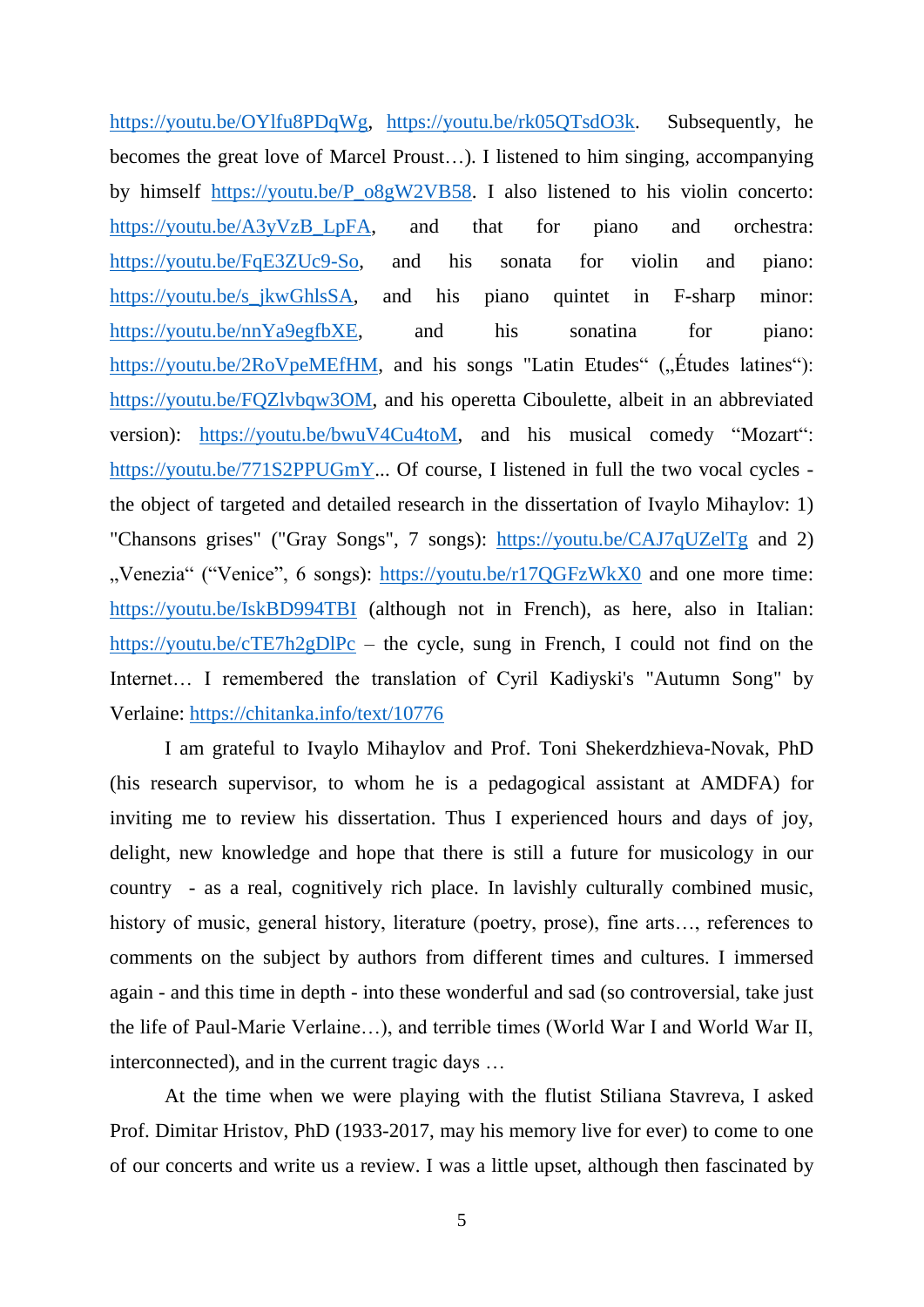https://youtu.be/OYlfu8PDqWg, https://youtu.be/rk05QTsdO3k. Subsequently, he becomes the great love of Marcel Proust…). I listened to him singing, accompanying by himself https://youtu.be/P_o8gW2VB58. I also listened to his violin concerto: https://youtu.be/A3yVzB_LpFA, and that for piano and orchestra: https://youtu.be/FqE3ZUc9-So, and his sonata for violin and piano: https://youtu.be/s_jkwGhlsSA, and his piano quintet in F-sharp minor: https://youtu.be/nnYa9egfbXE, and his sonatina for piano: https://youtu.be/2RoVpeMEfHM, and his songs "Latin Etudes" („Études latines"): https://youtu.be/FQZlvbqw3OM, and his operetta Ciboulette, albeit in an abbreviated version): https://youtu.be/bwuV4Cu4toM, and his musical comedy "Mozart": https://youtu.be/771S2PPUGmY... Of course, I listened in full the two vocal cycles - the object of targeted and detailed research in the dissertation of Ivaylo Mihaylov: 1) "Chansons grises" ("Gray Songs", 7 songs): https://youtu.be/CAJ7qUZelTg and 2) „Venezia" ("Venice", 6 songs): https://youtu.be/r17QGFzWkX0 and one more time: https://youtu.be/IskBD994TBI (although not in French), as here, also in Italian: https://youtu.be/cTE7h2gDlPc – the cycle, sung in French, I could not find on the Internet… I remembered the translation of Cyril Kadiyski's "Autumn Song" by Verlaine: https://chitanka.info/text/10776

I am grateful to Ivaylo Mihaylov and Prof. Toni Shekerdzhieva-Novak, PhD (his research supervisor, to whom he is a pedagogical assistant at AMDFA) for inviting me to review his dissertation. Thus I experienced hours and days of joy, delight, new knowledge and hope that there is still a future for musicology in our country - as a real, cognitively rich place. In lavishly culturally combined music, history of music, general history, literature (poetry, prose), fine arts…, references to comments on the subject by authors from different times and cultures. I immersed again - and this time in depth - into these wonderful and sad (so controversial, take just the life of Paul-Marie Verlaine…), and terrible times (World War I and World War II, interconnected), and in the current tragic days …

At the time when we were playing with the flutist Stiliana Stavreva, I asked Prof. Dimitar Hristov, PhD (1933-2017, may his memory live for ever) to come to one of our concerts and write us a review. I was a little upset, although then fascinated by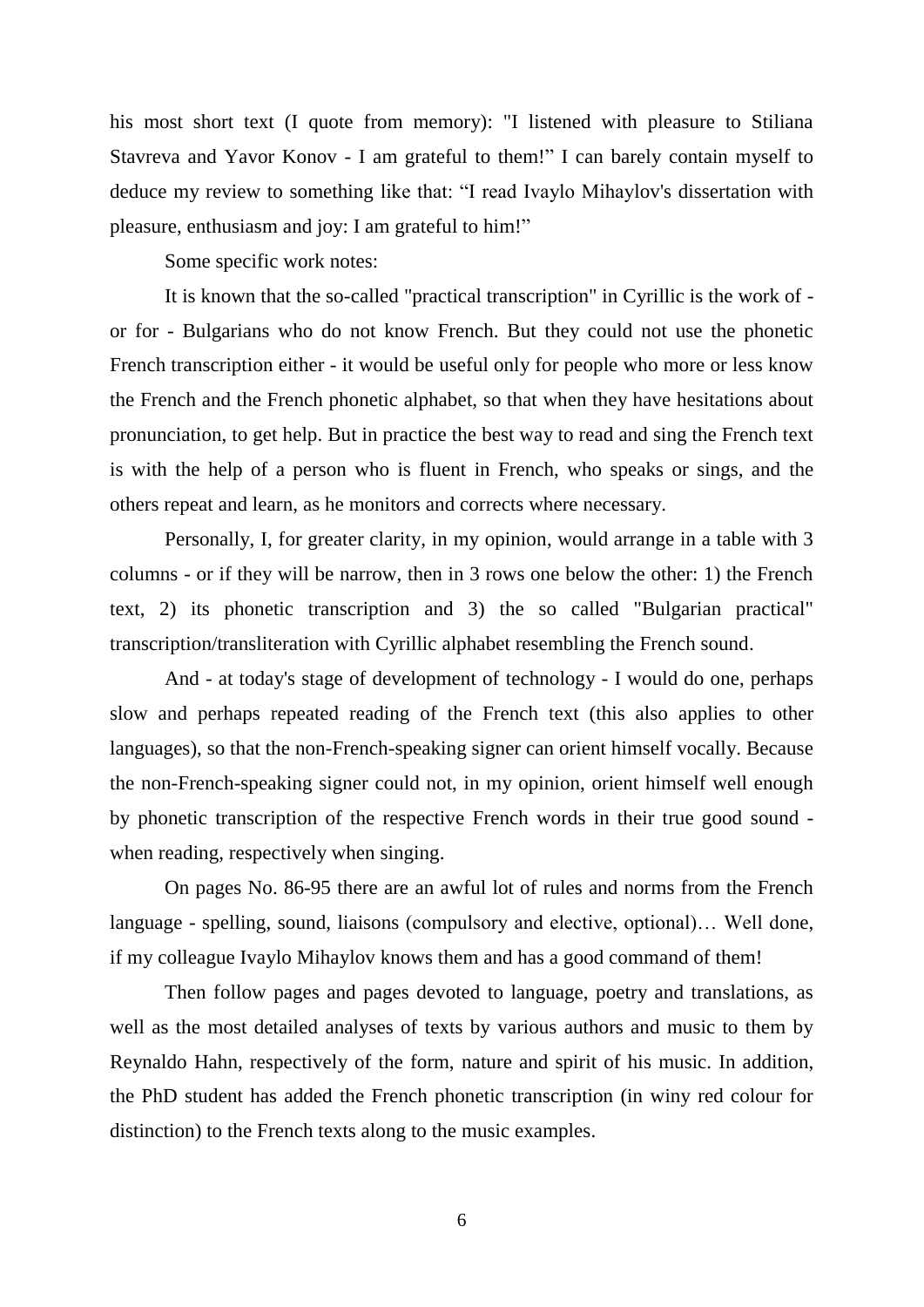his most short text (I quote from memory): "I listened with pleasure to Stiliana Stavreva and Yavor Konov - I am grateful to them!" I can barely contain myself to deduce my review to something like that: "I read Ivaylo Mihaylov's dissertation with pleasure, enthusiasm and joy: I am grateful to him!"

Some specific work notes:

It is known that the so-called "practical transcription" in Cyrillic is the work of - or for - Bulgarians who do not know French. But they could not use the phonetic French transcription either - it would be useful only for people who more or less know the French and the French phonetic alphabet, so that when they have hesitations about pronunciation, to get help. But in practice the best way to read and sing the French text is with the help of a person who is fluent in French, who speaks or sings, and the others repeat and learn, as he monitors and corrects where necessary.

Personally, I, for greater clarity, in my opinion, would arrange in a table with 3 columns - or if they will be narrow, then in 3 rows one below the other: 1) the French text, 2) its phonetic transcription and 3) the so called "Bulgarian practical" transcription/transliteration with Cyrillic alphabet resembling the French sound.

And - at today's stage of development of technology - I would do one, perhaps slow and perhaps repeated reading of the French text (this also applies to other languages), so that the non-French-speaking signer can orient himself vocally. Because the non-French-speaking signer could not, in my opinion, orient himself well enough by phonetic transcription of the respective French words in their true good sound - when reading, respectively when singing.

On pages No. 86-95 there are an awful lot of rules and norms from the French language - spelling, sound, liaisons (compulsory and elective, optional)… Well done, if my colleague Ivaylo Mihaylov knows them and has a good command of them!

Then follow pages and pages devoted to language, poetry and translations, as well as the most detailed analyses of texts by various authors and music to them by Reynaldo Hahn, respectively of the form, nature and spirit of his music. In addition, the PhD student has added the French phonetic transcription (in winy red colour for distinction) to the French texts along to the music examples.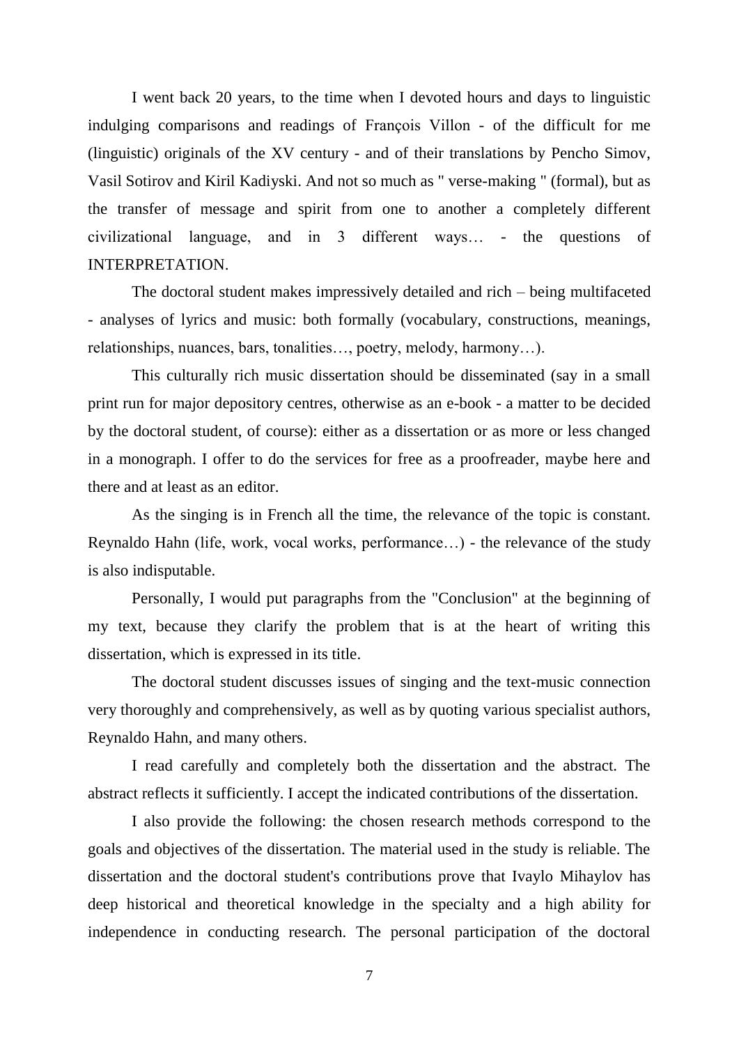I went back 20 years, to the time when I devoted hours and days to linguistic indulging comparisons and readings of François Villon - of the difficult for me (linguistic) originals of the XV century - and of their translations by Pencho Simov, Vasil Sotirov and Kiril Kadiyski. And not so much as " verse-making " (formal), but as the transfer of message and spirit from one to another a completely different civilizational language, and in 3 different ways… - the questions of INTERPRETATION.

The doctoral student makes impressively detailed and rich – being multifaceted - analyses of lyrics and music: both formally (vocabulary, constructions, meanings, relationships, nuances, bars, tonalities…, poetry, melody, harmony…).

This culturally rich music dissertation should be disseminated (say in a small print run for major depository centres, otherwise as an e-book - a matter to be decided by the doctoral student, of course): either as a dissertation or as more or less changed in a monograph. I offer to do the services for free as a proofreader, maybe here and there and at least as an editor.

As the singing is in French all the time, the relevance of the topic is constant. Reynaldo Hahn (life, work, vocal works, performance…) - the relevance of the study is also indisputable.

Personally, I would put paragraphs from the "Conclusion" at the beginning of my text, because they clarify the problem that is at the heart of writing this dissertation, which is expressed in its title.

The doctoral student discusses issues of singing and the text-music connection very thoroughly and comprehensively, as well as by quoting various specialist authors, Reynaldo Hahn, and many others.

I read carefully and completely both the dissertation and the abstract. The abstract reflects it sufficiently. I accept the indicated contributions of the dissertation.

I also provide the following: the chosen research methods correspond to the goals and objectives of the dissertation. The material used in the study is reliable. The dissertation and the doctoral student's contributions prove that Ivaylo Mihaylov has deep historical and theoretical knowledge in the specialty and a high ability for independence in conducting research. The personal participation of the doctoral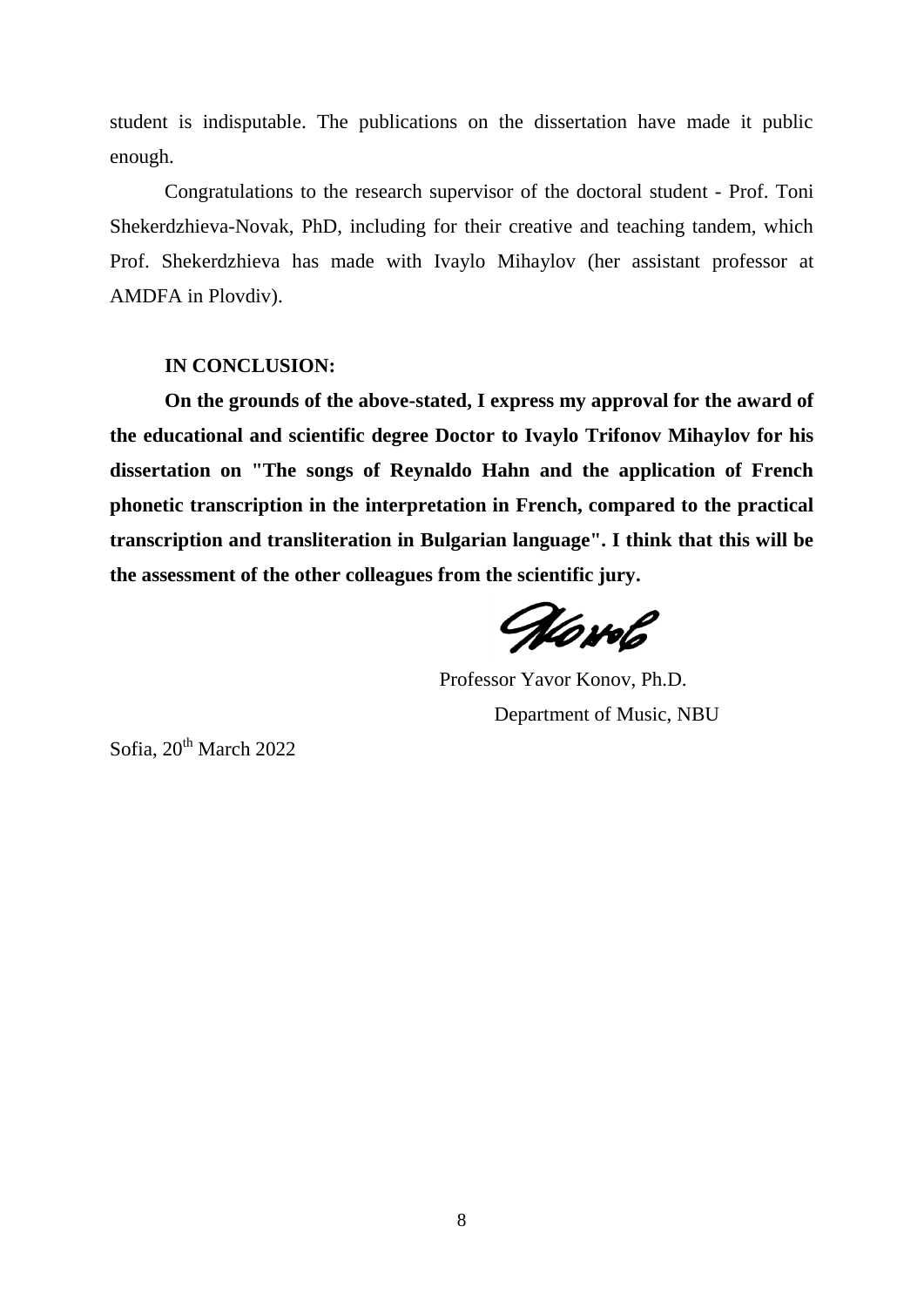student is indisputable. The publications on the dissertation have made it public enough.

Congratulations to the research supervisor of the doctoral student - Prof. Toni Shekerdzhieva-Novak, PhD, including for their creative and teaching tandem, which Prof. Shekerdzhieva has made with Ivaylo Mihaylov (her assistant professor at AMDFA in Plovdiv).

**IN CONCLUSION:**

**On the grounds of the above-stated, I express my approval for the award of the educational and scientific degree Doctor to Ivaylo Trifonov Mihaylov for his dissertation on "The songs of Reynaldo Hahn and the application of French phonetic transcription in the interpretation in French, compared to the practical transcription and transliteration in Bulgarian language". I think that this will be the assessment of the other colleagues from the scientific jury.**

Professor Yavor Konov, Ph.D.

Department of Music, NBU

Sofia, 20th March 2022